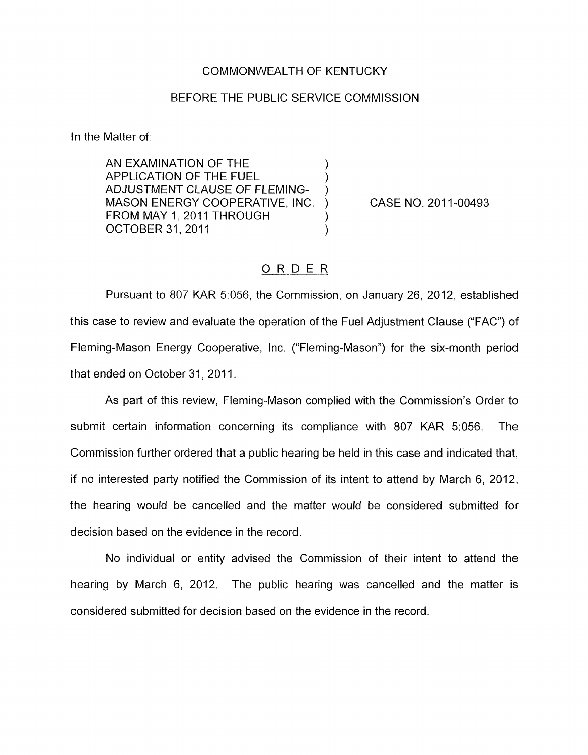COMMONWEALTH OF KENTUCKY

BEFORE THE PUBLIC SERVICE COMMISSION

In the Matter of:

AN EXAMINATION OF THE APPLICATION OF THE FUEL ADJUSTMENT CLAUSE OF FLEMING-MASON ENERGY COOPERATIVE, INC. FROM MAY 1, 2011 THROUGH OCTOBER 31, 2011 )

CASE NO. 2011-00493

## ORDER

Pursuant to 807 KAR 5:056, the Commission, on January 26, 2012, established this case to review and evaluate the operation of the Fuel Adjustment Clause ("FAC") of Fleming-Mason Energy Cooperative, Inc. ("Fleming-Mason") for the six-month period that ended on October 31, 2011.

As part of this review, Fleming-Mason complied with the Commission's Order to submit certain information concerning its compliance with 807 KAR 5:056. The Commission further ordered that a public hearing be held in this case and indicated that, if no interested party notified the Commission of its intent to attend by March 6, 2012, the hearing would be cancelled and the matter would be considered submitted for decision based on the evidence in the record.

No individual or entity advised the Commission of their intent to attend the hearing by March 6, 2012. The public hearing was cancelled and the matter is considered submitted for decision based on the evidence in the record.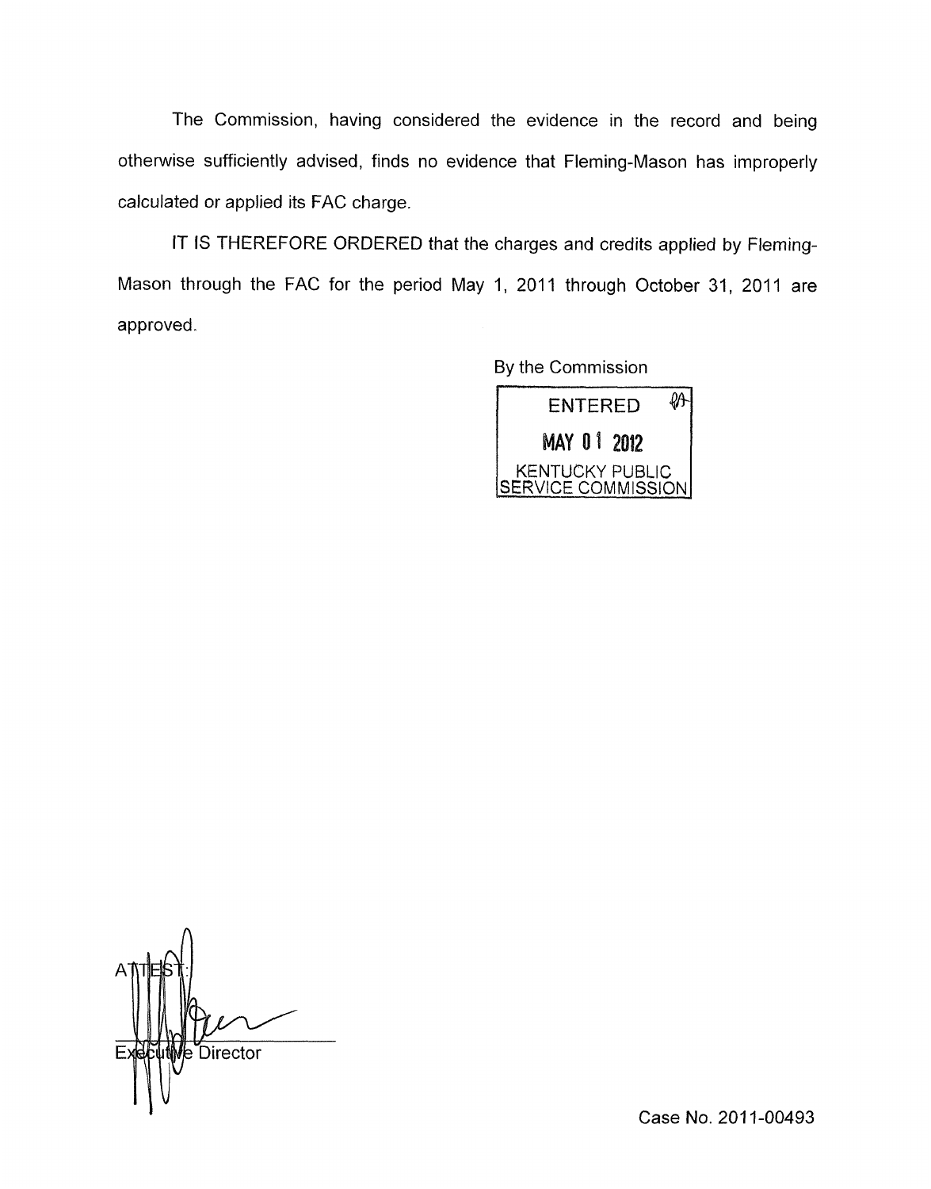The Commission, having considered the evidence in the record and being otherwise sufficiently advised, finds no evidence that Fleming-Mason has improperly calculated or applied its FAC charge.

IT IS THEREFORE ORDERED that the charges and credits applied by Fleming-Mason through the FAC for the period May 1, 2011 through October 31, 2011 are approved.

By the Commission

ENTERED

MAY 01 2012

KENTUCKY PUBLIC SERVICE COMMISSION

ATTEST:

Executive Director

Case No. 2011-00493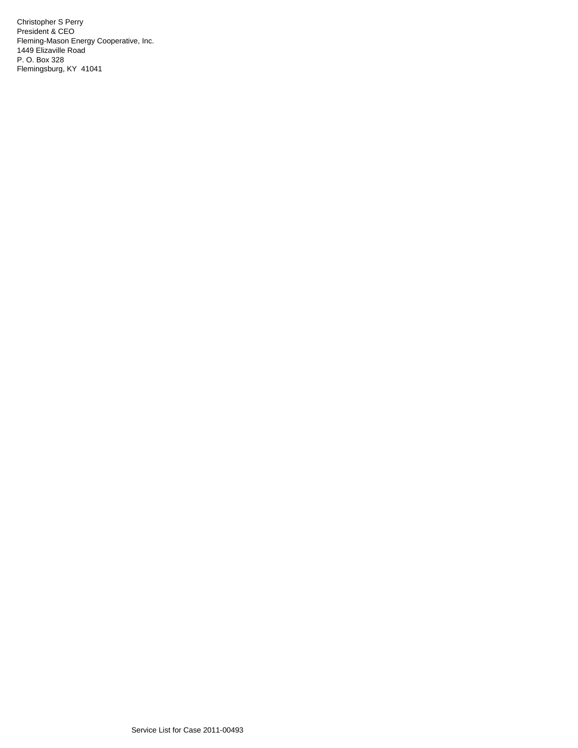Christopher S Perry
President & CEO
Fleming-Mason Energy Cooperative, Inc.
1449 Elizaville Road
P. O. Box 328
Flemingsburg, KY  41041